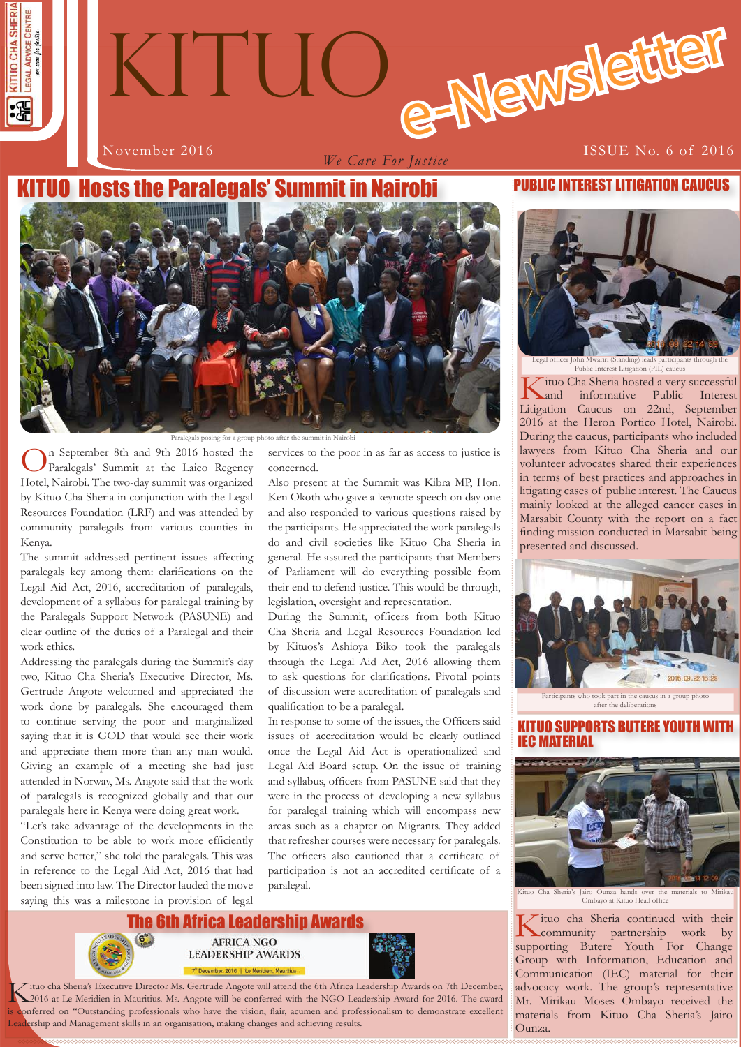# KITUO e-Newsletter

November 2016

*We Care For Justice*

ISSUE No. 6 of 2016

## KITUO Hosts the Paralegals' Summit in Nairobi

Paralegals posing for a group photo after the summit in Nairobi

On September 8th and 9th 2016 hosted the Paralegals' Summit at the Laico Regency Hotel, Nairobi. The two-day summit was organized by Kituo Cha Sheria in conjunction with the Legal Resources Foundation (LRF) and was attended by community paralegals from various counties in Kenya.

The summit addressed pertinent issues affecting paralegals key among them: clarifications on the Legal Aid Act, 2016, accreditation of paralegals, development of a syllabus for paralegal training by the Paralegals Support Network (PASUNE) and clear outline of the duties of a Paralegal and their work ethics.

Addressing the paralegals during the Summit's day two, Kituo Cha Sheria's Executive Director, Ms. Gertrude Angote welcomed and appreciated the work done by paralegals. She encouraged them to continue serving the poor and marginalized saying that it is GOD that would see their work and appreciate them more than any man would. Giving an example of a meeting she had just attended in Norway, Ms. Angote said that the work of paralegals is recognized globally and that our paralegals here in Kenya were doing great work.

"Let's take advantage of the developments in the Constitution to be able to work more efficiently and serve better," she told the paralegals. This was in reference to the Legal Aid Act, 2016 that had been signed into law. The Director lauded the move saying this was a milestone in provision of legal services to the poor in as far as access to justice is concerned.

Also present at the Summit was Kibra MP, Hon. Ken Okoth who gave a keynote speech on day one and also responded to various questions raised by the participants. He appreciated the work paralegals do and civil societies like Kituo Cha Sheria in general. He assured the participants that Members of Parliament will do everything possible from their end to defend justice. This would be through, legislation, oversight and representation.

During the Summit, officers from both Kituo Cha Sheria and Legal Resources Foundation led by Kituos's Ashioya Biko took the paralegals through the Legal Aid Act, 2016 allowing them to ask questions for clarifications. Pivotal points of discussion were accreditation of paralegals and qualification to be a paralegal.

In response to some of the issues, the Officers said issues of accreditation would be clearly outlined once the Legal Aid Act is operationalized and Legal Aid Board setup. On the issue of training and syllabus, officers from PASUNE said that they were in the process of developing a new syllabus for paralegal training which will encompass new areas such as a chapter on Migrants. They added that refresher courses were necessary for paralegals. The officers also cautioned that a certificate of participation is not an accredited certificate of a paralegal.

## PUBLIC INTEREST LITIGATION CAUCUS

Legal officer John Mwariri (Standing) leads participants through the Public Interest Litigation (PIL) caucus

Kituo Cha Sheria hosted a very successful and informative Public Interest Litigation Caucus on 22nd, September 2016 at the Heron Portico Hotel, Nairobi. During the caucus, participants who included lawyers from Kituo Cha Sheria and our volunteer advocates shared their experiences in terms of best practices and approaches in litigating cases of public interest. The Caucus mainly looked at the alleged cancer cases in Marsabit County with the report on a fact finding mission conducted in Marsabit being presented and discussed.

Participants who took part in the caucus in a group photo after the deliberations

## KITUO SUPPORTS BUTERE YOUTH WITH IEC MATERIAL

Kituo Cha Sheria's Jairo Ounza hands over the materials to Mirikau Ombayo at Kituo Head office

Kituo cha Sheria continued with their community partnership work by supporting Butere Youth For Change Group with Information, Education and Communication (IEC) material for their advocacy work. The group's representative Mr. Mirikau Moses Ombayo received the materials from Kituo Cha Sheria's Jairo Ounza.

## The 6th Africa Leadership Awards

AFRICA NGO LEADERSHIP AWARDS

7th December, 2016 | Le Meridien, Mauritius

Kituo cha Sheria's Executive Director Ms. Gertrude Angote will attend the 6th Africa Leadership Awards on 7th December, 2016 at Le Meridien in Mauritius. Ms. Angote will be conferred with the NGO Leadership Award for 2016. The award is conferred on "Outstanding professionals who have the vision, flair, acumen and professionalism to demonstrate excellent Leadership and Management skills in an organisation, making changes and achieving results.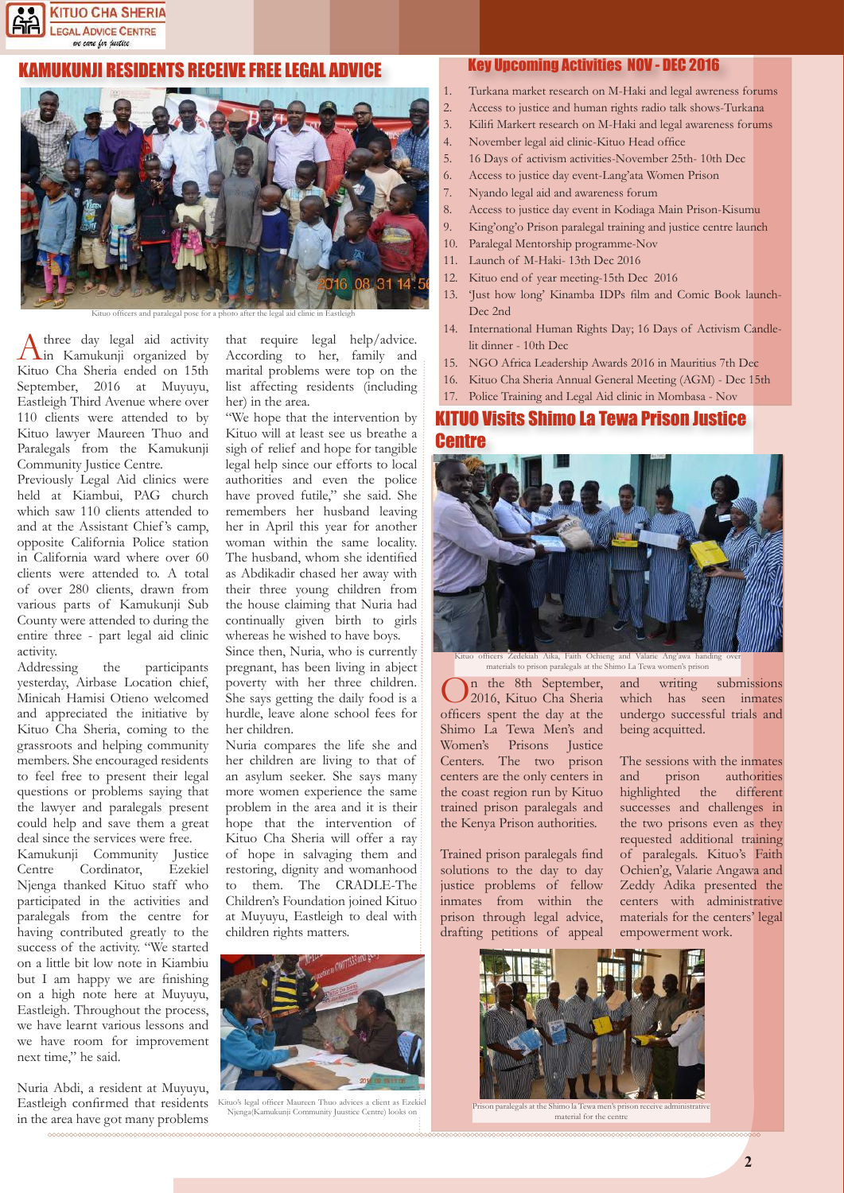# KAMUKUNJI RESIDENTS RECEIVE FREE LEGAL ADVICE

Kituo officers and paralegal pose for a photo after the legal aid clinic in Eastleigh

A three day legal aid activity in Kamukunji organized by Kituo Cha Sheria ended on 15th September, 2016 at Muyuyu, Eastleigh Third Avenue where over 110 clients were attended to by Kituo lawyer Maureen Thuo and Paralegals from the Kamukunji Community Justice Centre.

Previously Legal Aid clinics were held at Kiambui, PAG church which saw 110 clients attended to and at the Assistant Chief's camp, opposite California Police station in California ward where over 60 clients were attended to. A total of over 280 clients, drawn from various parts of Kamukunji Sub County were attended to during the entire three - part legal aid clinic activity.

Addressing the participants yesterday, Airbase Location chief, Minicah Hamisi Otieno welcomed and appreciated the initiative by Kituo Cha Sheria, coming to the grassroots and helping community members. She encouraged residents to feel free to present their legal questions or problems saying that the lawyer and paralegals present could help and save them a great deal since the services were free.

Kamukunji Community Justice Centre Cordinator, Ezekiel Njenga thanked Kituo staff who participated in the activities and paralegals from the centre for having contributed greatly to the success of the activity. "We started on a little bit low note in Kiambiu but I am happy we are finishing on a high note here at Muyuyu, Eastleigh. Throughout the process, we have learnt various lessons and we have room for improvement next time," he said.

Nuria Abdi, a resident at Muyuyu, Eastleigh confirmed that residents in the area have got many problems that require legal help/advice. According to her, family and marital problems were top on the list affecting residents (including her) in the area.

"We hope that the intervention by Kituo will at least see us breathe a sigh of relief and hope for tangible legal help since our efforts to local authorities and even the police have proved futile," she said. She remembers her husband leaving her in April this year for another woman within the same locality. The husband, whom she identified as Abdikadir chased her away with their three young children from the house claiming that Nuria had continually given birth to girls whereas he wished to have boys.

Since then, Nuria, who is currently pregnant, has been living in abject poverty with her three children. She says getting the daily food is a hurdle, leave alone school fees for her children.

Nuria compares the life she and her children are living to that of an asylum seeker. She says many more women experience the same problem in the area and it is their hope that the intervention of Kituo Cha Sheria will offer a ray of hope in salvaging them and restoring, dignity and womanhood to them. The CRADLE-The Children's Foundation joined Kituo at Muyuyu, Eastleigh to deal with children rights matters.

Kituo's legal officer Maureen Thuo advices a client as Ezekiel Njenga(Kamukunji Community Juustice Centre) looks on

## Key Upcoming Activities NOV - DEC 2016

1. Turkana market research on M-Haki and legal awreness forums
2. Access to justice and human rights radio talk shows-Turkana
3. Kilifi Markert research on M-Haki and legal awareness forums
4. November legal aid clinic-Kituo Head office
5. 16 Days of activism activities-November 25th- 10th Dec
6. Access to justice day event-Lang'ata Women Prison
7. Nyando legal aid and awareness forum
8. Access to justice day event in Kodiaga Main Prison-Kisumu
9. King'ong'o Prison paralegal training and justice centre launch
10. Paralegal Mentorship programme-Nov
11. Launch of M-Haki- 13th Dec 2016
12. Kituo end of year meeting-15th Dec 2016
13. 'Just how long' Kinamba IDPs film and Comic Book launch-Dec 2nd
14. International Human Rights Day; 16 Days of Activism Candle-lit dinner - 10th Dec
15. NGO Africa Leadership Awards 2016 in Mauritius 7th Dec
16. Kituo Cha Sheria Annual General Meeting (AGM) - Dec 15th
17. Police Training and Legal Aid clinic in Mombasa - Nov

# KITUO Visits Shimo La Tewa Prison Justice Centre

Kituo officers Zedekiah Aika, Faith Ochieng and Valarie Ang'awa handing over materials to prison paralegals at the Shimo La Tewa women's prison

On the 8th September, 2016, Kituo Cha Sheria officers spent the day at the Shimo La Tewa Men's and Women's Prisons Justice Centers. The two prison centers are the only centers in the coast region run by Kituo trained prison paralegals and the Kenya Prison authorities.

Trained prison paralegals find solutions to the day to day justice problems of fellow inmates from within the prison through legal advice, drafting petitions of appeal and writing submissions which has seen inmates undergo successful trials and being acquitted.

The sessions with the inmates and prison authorities highlighted the different successes and challenges in the two prisons even as they requested additional training of paralegals. Kituo's Faith Ochien'g, Valarie Angawa and Zeddy Adika presented the centers with administrative materials for the centers' legal empowerment work.

Prison paralegals at the Shimo la Tewa men's prison receive administrative material for the centre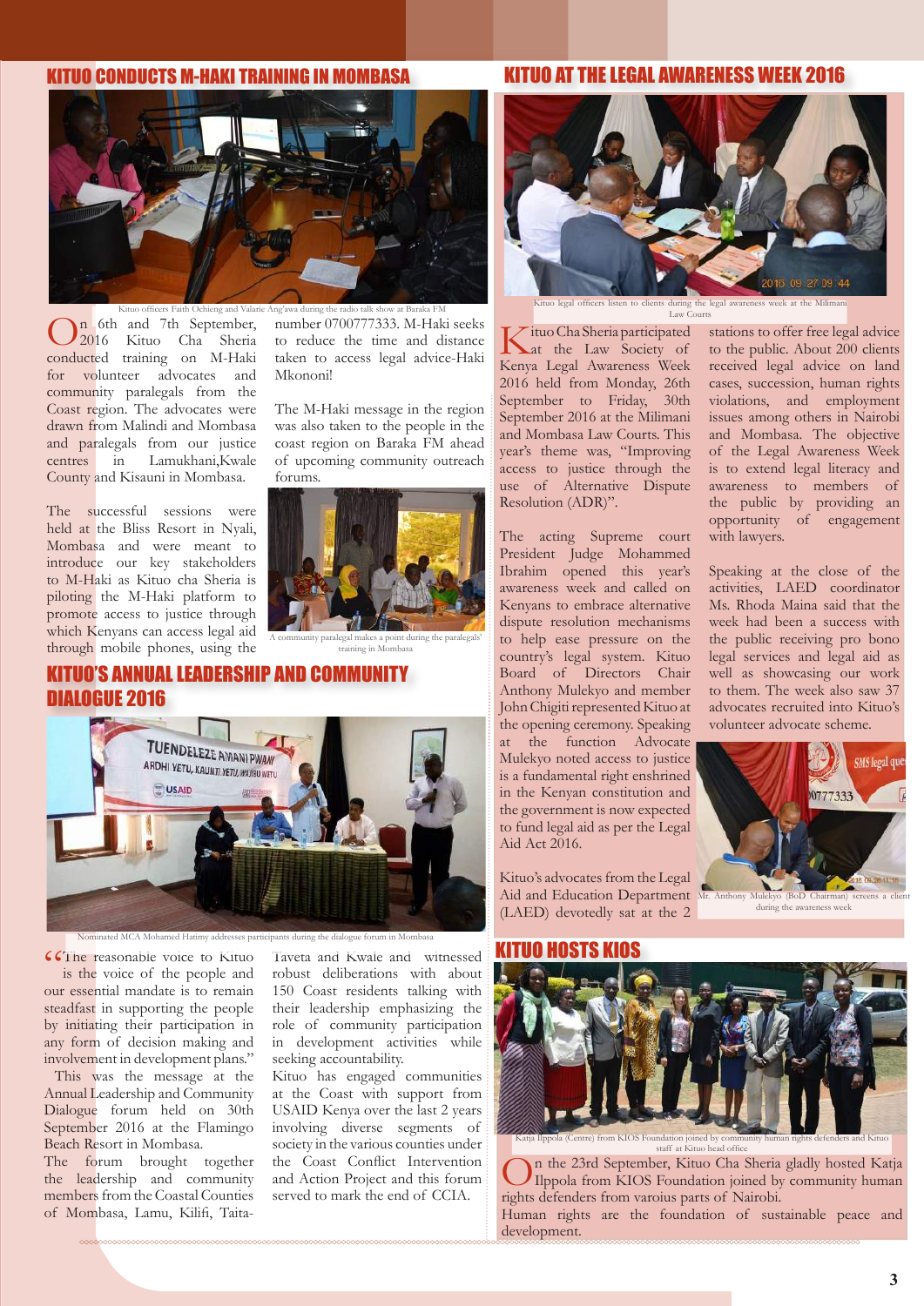## KITUO CONDUCTS M-HAKI TRAINING IN MOMBASA

Kituo officers Faith Ochieng and Valarie Ang'awa during the radio talk show at Baraka FM

On 6th and 7th September, 2016 Kituo Cha Sheria conducted training on M-Haki for volunteer advocates and community paralegals from the Coast region. The advocates were drawn from Malindi and Mombasa and paralegals from our justice centres in Lamukhani,Kwale County and Kisauni in Mombasa.

The successful sessions were held at the Bliss Resort in Nyali, Mombasa and were meant to introduce our key stakeholders to M-Haki as Kituo cha Sheria is piloting the M-Haki platform to promote access to justice through which Kenyans can access legal aid through mobile phones, using the number 0700777333. M-Haki seeks to reduce the time and distance taken to access legal advice-Haki Mkononi!

The M-Haki message in the region was also taken to the people in the coast region on Baraka FM ahead of upcoming community outreach forums.

A community paralegal makes a point during the paralegals' training in Mombasa

## KITUO'S ANNUAL LEADERSHIP AND COMMUNITY DIALOGUE 2016

Nominated MCA Mohamed Hatimy addresses participants during the dialogue forum in Mombasa

"The reasonable voice to Kituo is the voice of the people and our essential mandate is to remain steadfast in supporting the people by initiating their participation in any form of decision making and involvement in development plans."

This was the message at the Annual Leadership and Community Dialogue forum held on 30th September 2016 at the Flamingo Beach Resort in Mombasa.

The forum brought together the leadership and community members from the Coastal Counties of Mombasa, Lamu, Kilifi, Taita-Taveta and Kwale and witnessed robust deliberations with about 150 Coast residents talking with their leadership emphasizing the role of community participation in development activities while seeking accountability.

Kituo has engaged communities at the Coast with support from USAID Kenya over the last 2 years involving diverse segments of society in the various counties under the Coast Conflict Intervention and Action Project and this forum served to mark the end of CCIA.

## KITUO AT THE LEGAL AWARENESS WEEK 2016

Kituo legal officers listen to clients during the legal awareness week at the Milimani Law Courts

Kituo Cha Sheria participated at the Law Society of Kenya Legal Awareness Week 2016 held from Monday, 26th September to Friday, 30th September 2016 at the Milimani and Mombasa Law Courts. This year's theme was, "Improving access to justice through the use of Alternative Dispute Resolution (ADR)".

The acting Supreme court President Judge Mohammed Ibrahim opened this year's awareness week and called on Kenyans to embrace alternative dispute resolution mechanisms to help ease pressure on the country's legal system. Kituo Board of Directors Chair Anthony Mulekyo and member John Chigiti represented Kituo at the opening ceremony. Speaking at the function Advocate Mulekyo noted access to justice is a fundamental right enshrined in the Kenyan constitution and the government is now expected to fund legal aid as per the Legal Aid Act 2016.

Kituo's advocates from the Legal Aid and Education Department (LAED) devotedly sat at the 2 stations to offer free legal advice to the public. About 200 clients received legal advice on land cases, succession, human rights violations, and employment issues among others in Nairobi and Mombasa. The objective of the Legal Awareness Week is to extend legal literacy and awareness to members of the public by providing an opportunity of engagement with lawyers.

Speaking at the close of the activities, LAED coordinator Ms. Rhoda Maina said that the week had been a success with the public receiving pro bono legal services and legal aid as well as showcasing our work to them. The week also saw 37 advocates recruited into Kituo's volunteer advocate scheme.

Mr. Anthony Mulekyo (BoD Chairman) screens a client during the awareness week

## KITUO HOSTS KIOS

Katja Ilppola (Centre) from KIOS Foundation joined by community human rights defenders and Kituo staff at Kituo head office

On the 23rd September, Kituo Cha Sheria gladly hosted Katja Ilppola from KIOS Foundation joined by community human rights defenders from varoius parts of Nairobi.

Human rights are the foundation of sustainable peace and development.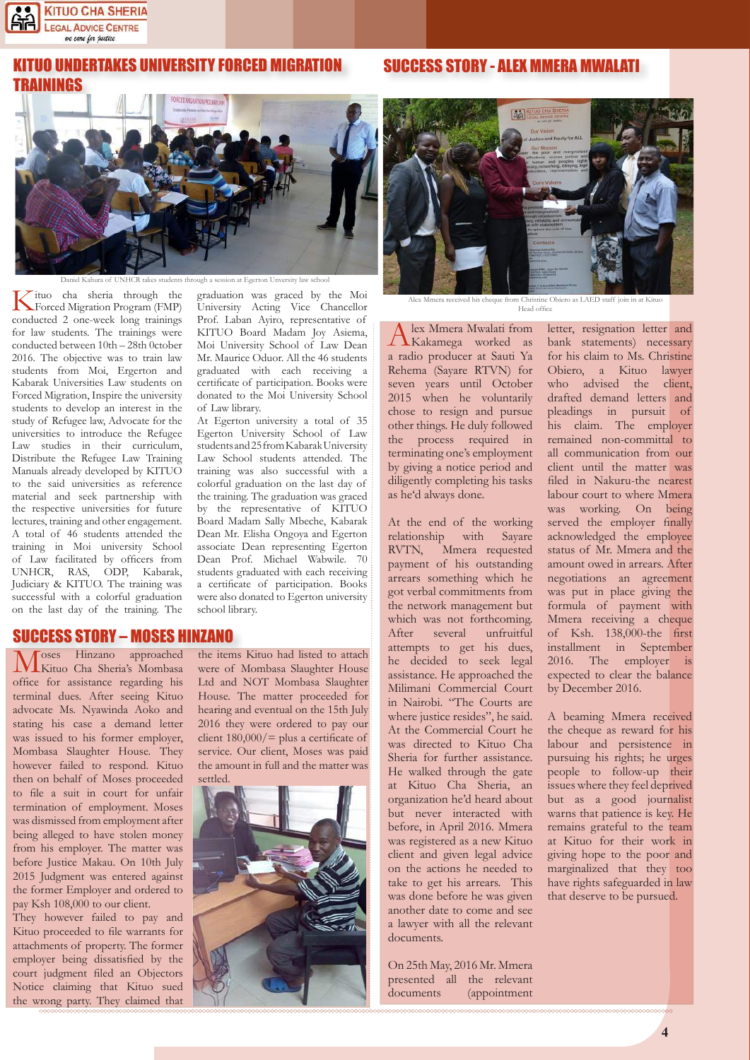## KITUO UNDERTAKES UNIVERSITY FORCED MIGRATION TRAININGS

Daniel Kahura of UNHCR takes students through a session at Egerton University law school

Kituo cha sheria through the Forced Migration Program (FMP) conducted 2 one-week long trainings for law students. The trainings were conducted between 10th – 28th 0ctober 2016. The objective was to train law students from Moi, Egerton and Kabarak Universities Law students on Forced Migration, Inspire the university students to develop an interest in the study of Refugee law, Advocate for the universities to introduce the Refugee Law studies in their curriculum, Distribute the Refugee Law Training Manuals already developed by KITUO to the said universities as reference material and seek partnership with the respective universities for future lectures, training and other engagement. A total of 46 students attended the training in Moi university School of Law facilitated by officers from UNHCR, RAS, ODP, Kabarak, Judiciary & KITUO. The training was successful with a colorful graduation on the last day of the training. The graduation was graced by the Moi University Acting Vice Chancellor Prof. Laban Ayiro, representative of KITUO Board Madam Joy Asiema, Moi University School of Law Dean Mr. Maurice Oduor. All the 46 students graduated with each receiving a certificate of participation. Books were donated to the Moi University School of Law library.

At Egerton university a total of 35 Egerton University School of Law students and 25 from Kabarak University Law School students attended. The training was also successful with a colorful graduation on the last day of the training. The graduation was graced by the representative of KITUO Board Madam Sally Mbeche, Kabarak Dean Mr. Elisha Ongoya and Egerton associate Dean representing Egerton Dean Prof. Michael Wabwile. 70 students graduated with each receiving a certificate of participation. Books were also donated to Egerton university school library.

## SUCCESS STORY – MOSES HINZANO

Moses Hinzano approached Kituo Cha Sheria's Mombasa office for assistance regarding his terminal dues. After seeing Kituo advocate Ms. Nyawinda Aoko and stating his case a demand letter was issued to his former employer, Mombasa Slaughter House. They however failed to respond. Kituo then on behalf of Moses proceeded to file a suit in court for unfair termination of employment. Moses was dismissed from employment after being alleged to have stolen money from his employer. The matter was before Justice Makau. On 10th July 2015 Judgment was entered against the former Employer and ordered to pay Ksh 108,000 to our client.

They however failed to pay and Kituo proceeded to file warrants for attachments of property. The former employer being dissatisfied by the court judgment filed an Objectors Notice claiming that Kituo sued the wrong party. They claimed that the items Kituo had listed to attach were of Mombasa Slaughter House Ltd and NOT Mombasa Slaughter House. The matter proceeded for hearing and eventual on the 15th July 2016 they were ordered to pay our client 180,000/= plus a certificate of service. Our client, Moses was paid the amount in full and the matter was settled.

## SUCCESS STORY - ALEX MMERA MWALATI

Alex Mmera received his cheque from Christine Obiero as LAED staff join in at Kituo Head office

Alex Mmera Mwalati from Kakamega worked as a radio producer at Sauti Ya Rehema (Sayare RTVN) for seven years until October 2015 when he voluntarily chose to resign and pursue other things. He duly followed the process required in terminating one's employment by giving a notice period and diligently completing his tasks as he'd always done.

At the end of the working relationship with Sayare RVTN, Mmera requested payment of his outstanding arrears something which he got verbal commitments from the network management but which was not forthcoming. After several unfruitful attempts to get his dues, he decided to seek legal assistance. He approached the Milimani Commercial Court in Nairobi. "The Courts are where justice resides", he said. At the Commercial Court he was directed to Kituo Cha Sheria for further assistance. He walked through the gate at Kituo Cha Sheria, an organization he'd heard about but never interacted with before, in April 2016. Mmera was registered as a new Kituo client and given legal advice on the actions he needed to take to get his arrears. This was done before he was given another date to come and see a lawyer with all the relevant documents.

On 25th May, 2016 Mr. Mmera presented all the relevant documents (appointment letter, resignation letter and bank statements) necessary for his claim to Ms. Christine Obiero, a Kituo lawyer who advised the client, drafted demand letters and pleadings in pursuit of his claim. The employer remained non-committal to all communication from our client until the matter was filed in Nakuru-the nearest labour court to where Mmera was working. On being served the employer finally acknowledged the employee status of Mr. Mmera and the amount owed in arrears. After negotiations an agreement was put in place giving the formula of payment with Mmera receiving a cheque of Ksh. 138,000-the first installment in September 2016. The employer is expected to clear the balance by December 2016.

A beaming Mmera received the cheque as reward for his labour and persistence in pursuing his rights; he urges people to follow-up their issues where they feel deprived but as a good journalist warns that patience is key. He remains grateful to the team at Kituo for their work in giving hope to the poor and marginalized that they too have rights safeguarded in law that deserve to be pursued.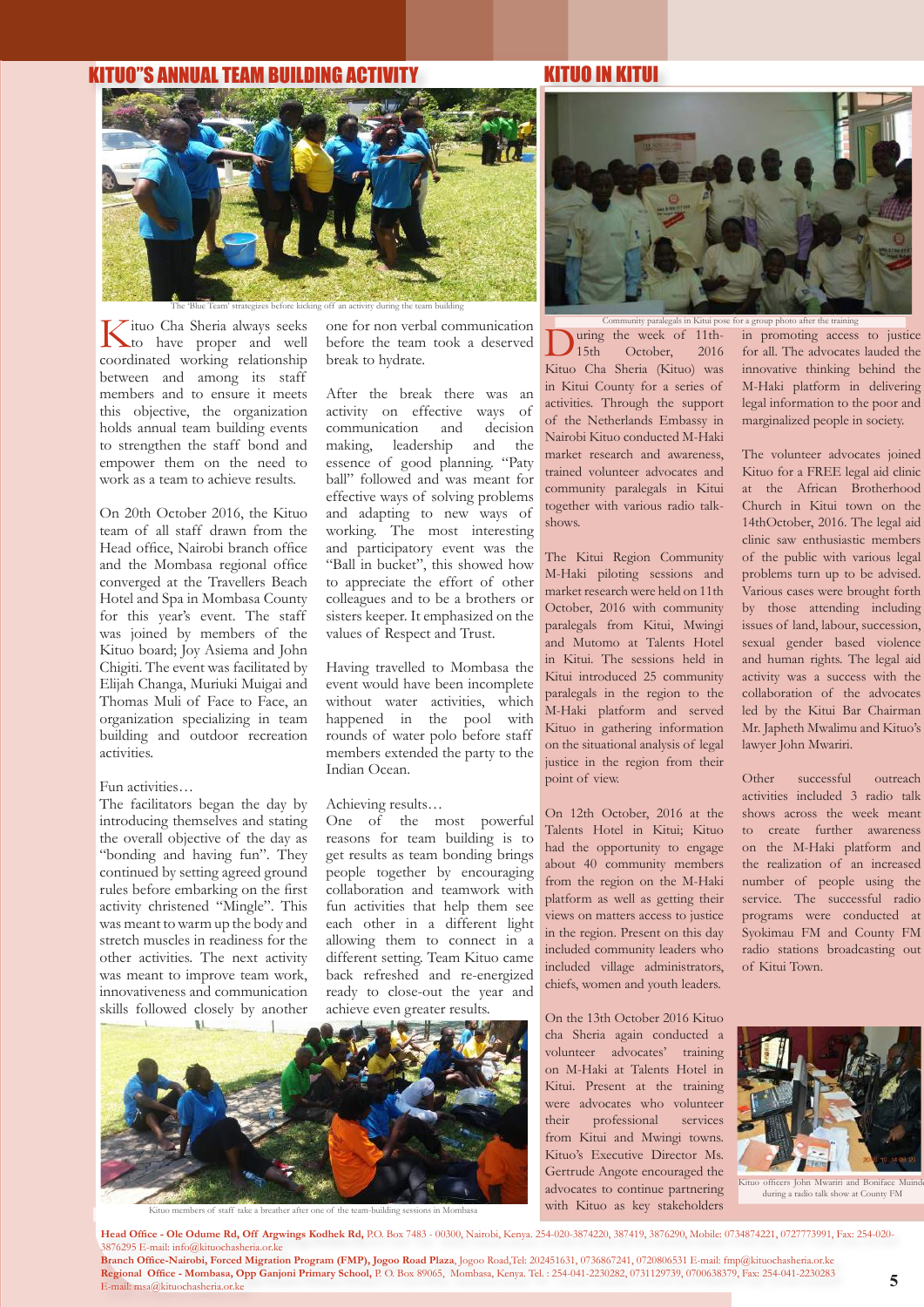## KITUO"S ANNUAL TEAM BUILDING ACTIVITY

The 'Blue Team' strategizes before kicking off an activity during the team building

Kituo Cha Sheria always seeks to have proper and well coordinated working relationship between and among its staff members and to ensure it meets this objective, the organization holds annual team building events to strengthen the staff bond and empower them on the need to work as a team to achieve results.

On 20th October 2016, the Kituo team of all staff drawn from the Head office, Nairobi branch office and the Mombasa regional office converged at the Travellers Beach Hotel and Spa in Mombasa County for this year's event. The staff was joined by members of the Kituo board; Joy Asiema and John Chigiti. The event was facilitated by Elijah Changa, Muriuki Muigai and Thomas Muli of Face to Face, an organization specializing in team building and outdoor recreation activities.

Fun activities…

The facilitators began the day by introducing themselves and stating the overall objective of the day as "bonding and having fun". They continued by setting agreed ground rules before embarking on the first activity christened "Mingle". This was meant to warm up the body and stretch muscles in readiness for the other activities. The next activity was meant to improve team work, innovativeness and communication skills followed closely by another one for non verbal communication before the team took a deserved break to hydrate.

After the break there was an activity on effective ways of communication and decision making, leadership and the essence of good planning. "Paty ball" followed and was meant for effective ways of solving problems and adapting to new ways of working. The most interesting and participatory event was the "Ball in bucket", this showed how to appreciate the effort of other colleagues and to be a brothers or sisters keeper. It emphasized on the values of Respect and Trust.

Having travelled to Mombasa the event would have been incomplete without water activities, which happened in the pool with rounds of water polo before staff members extended the party to the Indian Ocean.

Achieving results…

One of the most powerful reasons for team building is to get results as team bonding brings people together by encouraging collaboration and teamwork with fun activities that help them see each other in a different light allowing them to connect in a different setting. Team Kituo came back refreshed and re-energized ready to close-out the year and achieve even greater results.

Kituo members of staff take a breather after one of the team-building sessions in Mombasa

## KITUO IN KITUI

Community paralegals in Kitui pose for a group photo after the training

During the week of 11th-15th October, 2016 Kituo Cha Sheria (Kituo) was in Kitui County for a series of activities. Through the support of the Netherlands Embassy in Nairobi Kituo conducted M-Haki market research and awareness, trained volunteer advocates and community paralegals in Kitui together with various radio talk-shows.

The Kitui Region Community M-Haki piloting sessions and market research were held on 11th October, 2016 with community paralegals from Kitui, Mwingi and Mutomo at Talents Hotel in Kitui. The sessions held in Kitui introduced 25 community paralegals in the region to the M-Haki platform and served Kituo in gathering information on the situational analysis of legal justice in the region from their point of view.

On 12th October, 2016 at the Talents Hotel in Kitui; Kituo had the opportunity to engage about 40 community members from the region on the M-Haki platform as well as getting their views on matters access to justice in the region. Present on this day included community leaders who included village administrators, chiefs, women and youth leaders.

On the 13th October 2016 Kituo cha Sheria again conducted a volunteer advocates' training on M-Haki at Talents Hotel in Kitui. Present at the training were advocates who volunteer their professional services from Kitui and Mwingi towns. Kituo's Executive Director Ms. Gertrude Angote encouraged the advocates to continue partnering with Kituo as key stakeholders in promoting access to justice for all. The advocates lauded the innovative thinking behind the M-Haki platform in delivering legal information to the poor and marginalized people in society.

The volunteer advocates joined Kituo for a FREE legal aid clinic at the African Brotherhood Church in Kitui town on the 14thOctober, 2016. The legal aid clinic saw enthusiastic members of the public with various legal problems turn up to be advised. Various cases were brought forth by those attending including issues of land, labour, succession, sexual gender based violence and human rights. The legal aid activity was a success with the collaboration of the advocates led by the Kitui Bar Chairman Mr. Japheth Mwalimu and Kituo's lawyer John Mwariri.

Other successful outreach activities included 3 radio talk shows across the week meant to create further awareness on the M-Haki platform and the realization of an increased number of people using the service. The successful radio programs were conducted at Syokimau FM and County FM radio stations broadcasting out of Kitui Town.

Kituo officers John Mwariri and Boniface Muinde during a radio talk show at County FM

**Head Office - Ole Odume Rd, Off Argwings Kodhek Rd,** P.O. Box 7483 - 00300, Nairobi, Kenya. 254-020-3874220, 387419, 3876290, Mobile: 0734874221, 0727773991, Fax: 254-020-3876295 E-mail: info@kituochasheria.or.ke
**Branch Office-Nairobi, Forced Migration Program (FMP), Jogoo Road Plaza**, Jogoo Road,Tel: 202451631, 0736867241, 0720806531 E-mail: fmp@kituochasheria.or.ke
**Regional Office - Mombasa, Opp Ganjoni Primary School,** P. O. Box 89065, Mombasa, Kenya. Tel. : 254-041-2230282, 0731129739, 0700638379, Fax: 254-041-2230283 E-mail: msa@kituochasheria.or.ke